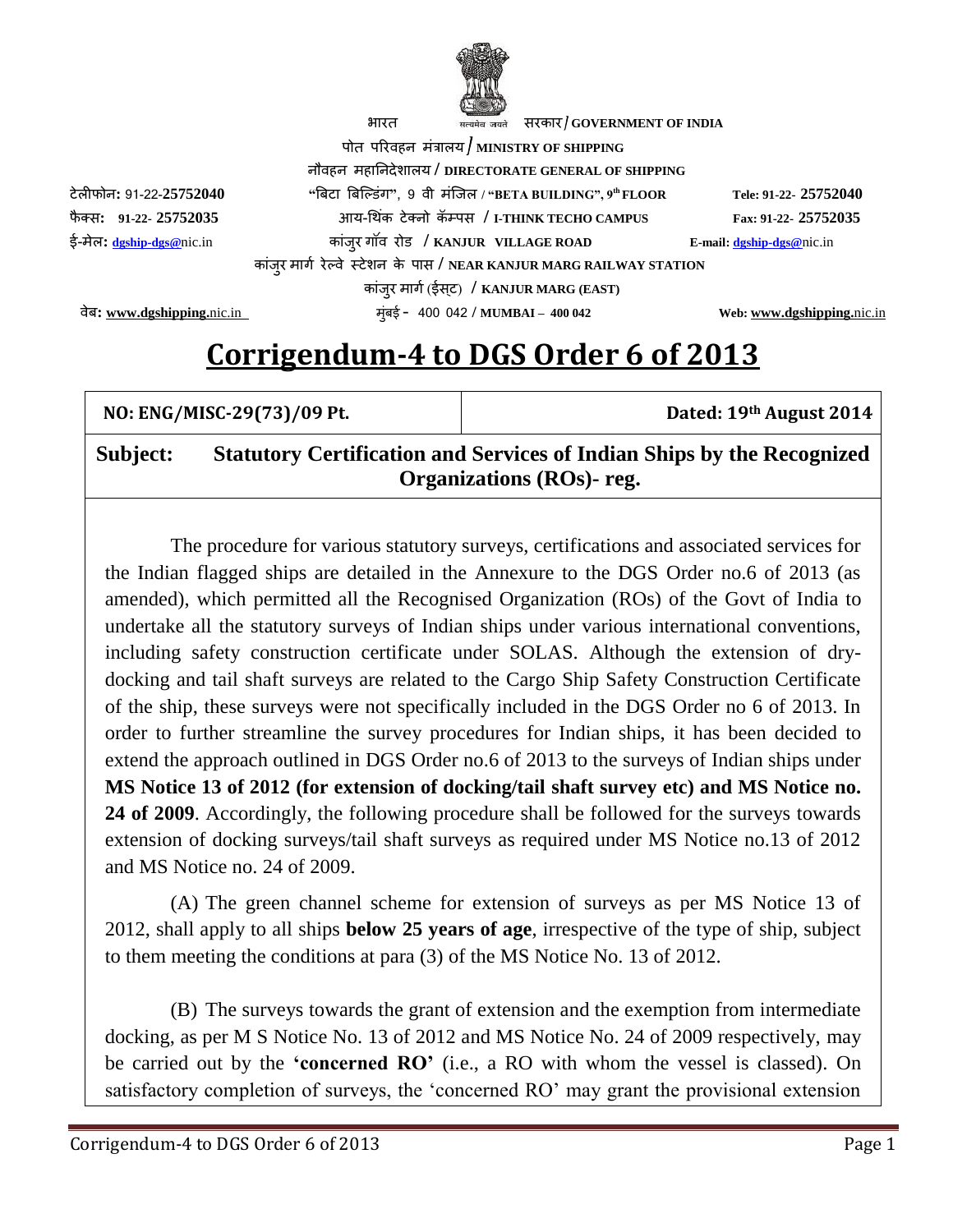भारत सत्यमेव जयते सरकार / **GOVERNMENT OF INDIA**

पोत परिवहन मंत्रालय / **MINISTRY OF SHIPPING**

नौवहन महानिदेशालय / **DIRECTORATE GENERAL OF SHIPPING**

टेलीफोन: 91-22-**25752040** "बिटा बिल्डिंग", 9 वी मंजिल / **"BETA BUILDING", 9th FLOOR** **Tele: 91-22- 25752040**

फैक्स: **91-22- 25752035** आय-थिंक टेक्नो कॅम्पस / **I-THINK TECHO CAMPUS** **Fax: 91-22- 25752035**

ई-मेल: **dgship-dgs@**nic.in कांजुर गॉव रोड / **KANJUR VILLAGE ROAD** **E-mail: dgship-dgs@**nic.in

कांजुर मार्ग रेल्वे स्टेशन के पास / **NEAR KANJUR MARG RAILWAY STATION**

कांजुर मार्ग (ईस्ट) / **KANJUR MARG (EAST)**

वेब: **www.dgshipping.**nic.in मुंबई - 400 042 / **MUMBAI – 400 042** **Web: www.dgshipping.**nic.in

# Corrigendum-4 to DGS Order 6 of 2013

| **NO: ENG/MISC-29(73)/09 Pt.** | **Dated: 19th August 2014** |
|---|---|

**Subject: Statutory Certification and Services of Indian Ships by the Recognized Organizations (ROs)- reg.**

The procedure for various statutory surveys, certifications and associated services for the Indian flagged ships are detailed in the Annexure to the DGS Order no.6 of 2013 (as amended), which permitted all the Recognised Organization (ROs) of the Govt of India to undertake all the statutory surveys of Indian ships under various international conventions, including safety construction certificate under SOLAS. Although the extension of dry-docking and tail shaft surveys are related to the Cargo Ship Safety Construction Certificate of the ship, these surveys were not specifically included in the DGS Order no 6 of 2013. In order to further streamline the survey procedures for Indian ships, it has been decided to extend the approach outlined in DGS Order no.6 of 2013 to the surveys of Indian ships under **MS Notice 13 of 2012 (for extension of docking/tail shaft survey etc) and MS Notice no. 24 of 2009**. Accordingly, the following procedure shall be followed for the surveys towards extension of docking surveys/tail shaft surveys as required under MS Notice no.13 of 2012 and MS Notice no. 24 of 2009.

(A) The green channel scheme for extension of surveys as per MS Notice 13 of 2012, shall apply to all ships **below 25 years of age**, irrespective of the type of ship, subject to them meeting the conditions at para (3) of the MS Notice No. 13 of 2012.

(B) The surveys towards the grant of extension and the exemption from intermediate docking, as per M S Notice No. 13 of 2012 and MS Notice No. 24 of 2009 respectively, may be carried out by the **'concerned RO'** (i.e., a RO with whom the vessel is classed). On satisfactory completion of surveys, the 'concerned RO' may grant the provisional extension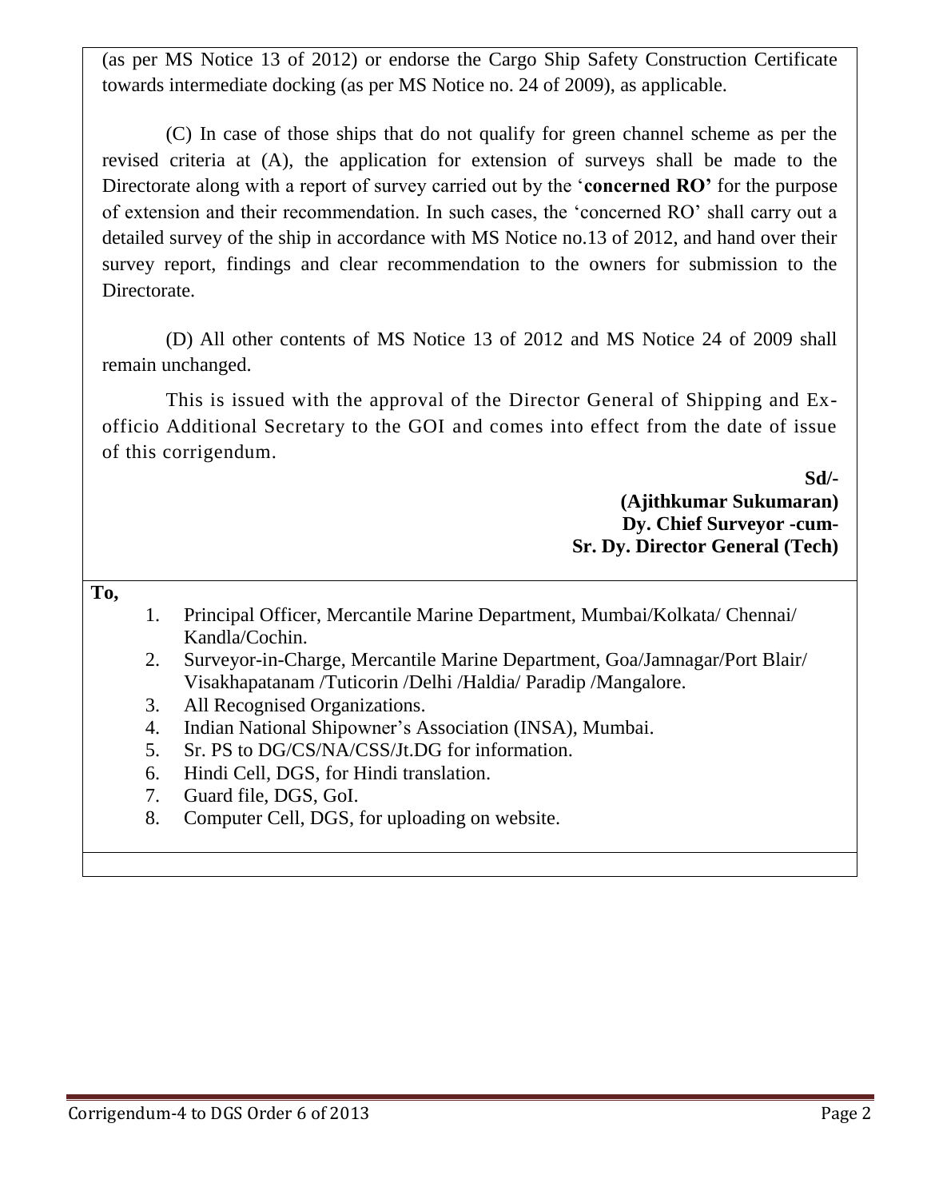(as per MS Notice 13 of 2012) or endorse the Cargo Ship Safety Construction Certificate towards intermediate docking (as per MS Notice no. 24 of 2009), as applicable.

(C) In case of those ships that do not qualify for green channel scheme as per the revised criteria at (A), the application for extension of surveys shall be made to the Directorate along with a report of survey carried out by the '**concerned RO'** for the purpose of extension and their recommendation. In such cases, the 'concerned RO' shall carry out a detailed survey of the ship in accordance with MS Notice no.13 of 2012, and hand over their survey report, findings and clear recommendation to the owners for submission to the Directorate.

(D) All other contents of MS Notice 13 of 2012 and MS Notice 24 of 2009 shall remain unchanged.

This is issued with the approval of the Director General of Shipping and Ex-officio Additional Secretary to the GOI and comes into effect from the date of issue of this corrigendum.

**Sd/-**
**(Ajithkumar Sukumaran)**
**Dy. Chief Surveyor -cum-**
**Sr. Dy. Director General (Tech)**

**To,**

1. Principal Officer, Mercantile Marine Department, Mumbai/Kolkata/ Chennai/ Kandla/Cochin.
2. Surveyor-in-Charge, Mercantile Marine Department, Goa/Jamnagar/Port Blair/ Visakhapatanam /Tuticorin /Delhi /Haldia/ Paradip /Mangalore.
3. All Recognised Organizations.
4. Indian National Shipowner's Association (INSA), Mumbai.
5. Sr. PS to DG/CS/NA/CSS/Jt.DG for information.
6. Hindi Cell, DGS, for Hindi translation.
7. Guard file, DGS, GoI.
8. Computer Cell, DGS, for uploading on website.